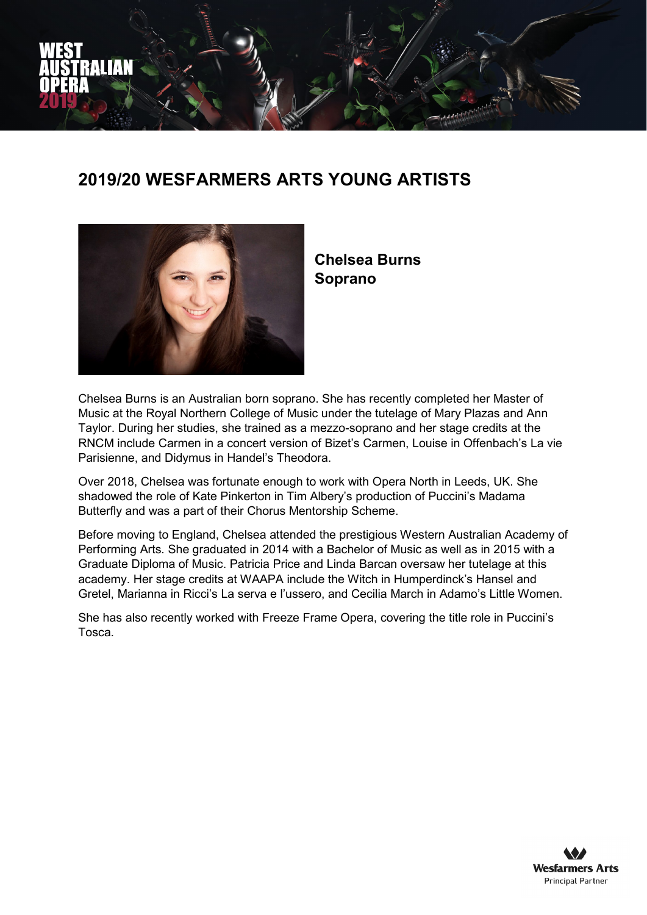# 2019/20 WESFARMERS ARTS YOUNG ARTISTS

**Chelsea Burns**
**Soprano**

Chelsea Burns is an Australian born soprano. She has recently completed her Master of Music at the Royal Northern College of Music under the tutelage of Mary Plazas and Ann Taylor. During her studies, she trained as a mezzo-soprano and her stage credits at the RNCM include Carmen in a concert version of Bizet's Carmen, Louise in Offenbach's La vie Parisienne, and Didymus in Handel's Theodora.

Over 2018, Chelsea was fortunate enough to work with Opera North in Leeds, UK. She shadowed the role of Kate Pinkerton in Tim Albery's production of Puccini's Madama Butterfly and was a part of their Chorus Mentorship Scheme.

Before moving to England, Chelsea attended the prestigious Western Australian Academy of Performing Arts. She graduated in 2014 with a Bachelor of Music as well as in 2015 with a Graduate Diploma of Music. Patricia Price and Linda Barcan oversaw her tutelage at this academy. Her stage credits at WAAPA include the Witch in Humperdinck's Hansel and Gretel, Marianna in Ricci's La serva e l'ussero, and Cecilia March in Adamo's Little Women.

She has also recently worked with Freeze Frame Opera, covering the title role in Puccini's Tosca.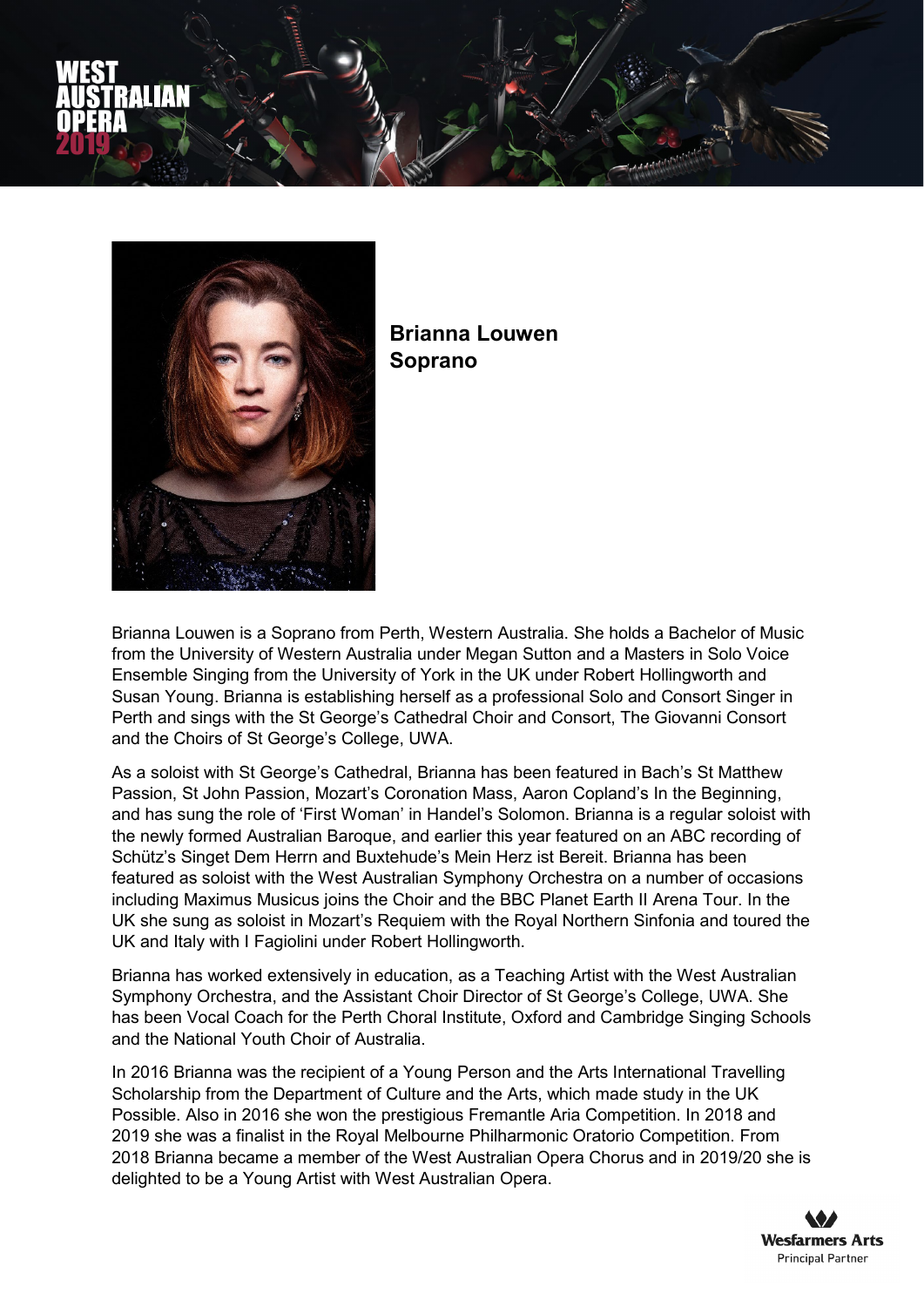**Brianna Louwen**
**Soprano**

Brianna Louwen is a Soprano from Perth, Western Australia. She holds a Bachelor of Music from the University of Western Australia under Megan Sutton and a Masters in Solo Voice Ensemble Singing from the University of York in the UK under Robert Hollingworth and Susan Young. Brianna is establishing herself as a professional Solo and Consort Singer in Perth and sings with the St George's Cathedral Choir and Consort, The Giovanni Consort and the Choirs of St George's College, UWA.

As a soloist with St George's Cathedral, Brianna has been featured in Bach's St Matthew Passion, St John Passion, Mozart's Coronation Mass, Aaron Copland's In the Beginning, and has sung the role of 'First Woman' in Handel's Solomon. Brianna is a regular soloist with the newly formed Australian Baroque, and earlier this year featured on an ABC recording of Schütz's Singet Dem Herrn and Buxtehude's Mein Herz ist Bereit. Brianna has been featured as soloist with the West Australian Symphony Orchestra on a number of occasions including Maximus Musicus joins the Choir and the BBC Planet Earth II Arena Tour. In the UK she sung as soloist in Mozart's Requiem with the Royal Northern Sinfonia and toured the UK and Italy with I Fagiolini under Robert Hollingworth.

Brianna has worked extensively in education, as a Teaching Artist with the West Australian Symphony Orchestra, and the Assistant Choir Director of St George's College, UWA. She has been Vocal Coach for the Perth Choral Institute, Oxford and Cambridge Singing Schools and the National Youth Choir of Australia.

In 2016 Brianna was the recipient of a Young Person and the Arts International Travelling Scholarship from the Department of Culture and the Arts, which made study in the UK Possible. Also in 2016 she won the prestigious Fremantle Aria Competition. In 2018 and 2019 she was a finalist in the Royal Melbourne Philharmonic Oratorio Competition. From 2018 Brianna became a member of the West Australian Opera Chorus and in 2019/20 she is delighted to be a Young Artist with West Australian Opera.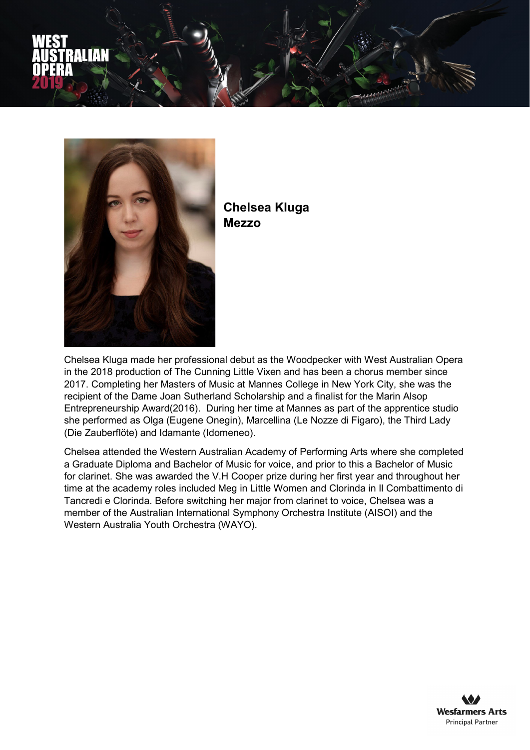**Chelsea Kluga**
**Mezzo**

Chelsea Kluga made her professional debut as the Woodpecker with West Australian Opera in the 2018 production of The Cunning Little Vixen and has been a chorus member since 2017. Completing her Masters of Music at Mannes College in New York City, she was the recipient of the Dame Joan Sutherland Scholarship and a finalist for the Marin Alsop Entrepreneurship Award(2016). During her time at Mannes as part of the apprentice studio she performed as Olga (Eugene Onegin), Marcellina (Le Nozze di Figaro), the Third Lady (Die Zauberflöte) and Idamante (Idomeneo).

Chelsea attended the Western Australian Academy of Performing Arts where she completed a Graduate Diploma and Bachelor of Music for voice, and prior to this a Bachelor of Music for clarinet. She was awarded the V.H Cooper prize during her first year and throughout her time at the academy roles included Meg in Little Women and Clorinda in Il Combattimento di Tancredi e Clorinda. Before switching her major from clarinet to voice, Chelsea was a member of the Australian International Symphony Orchestra Institute (AISOI) and the Western Australia Youth Orchestra (WAYO).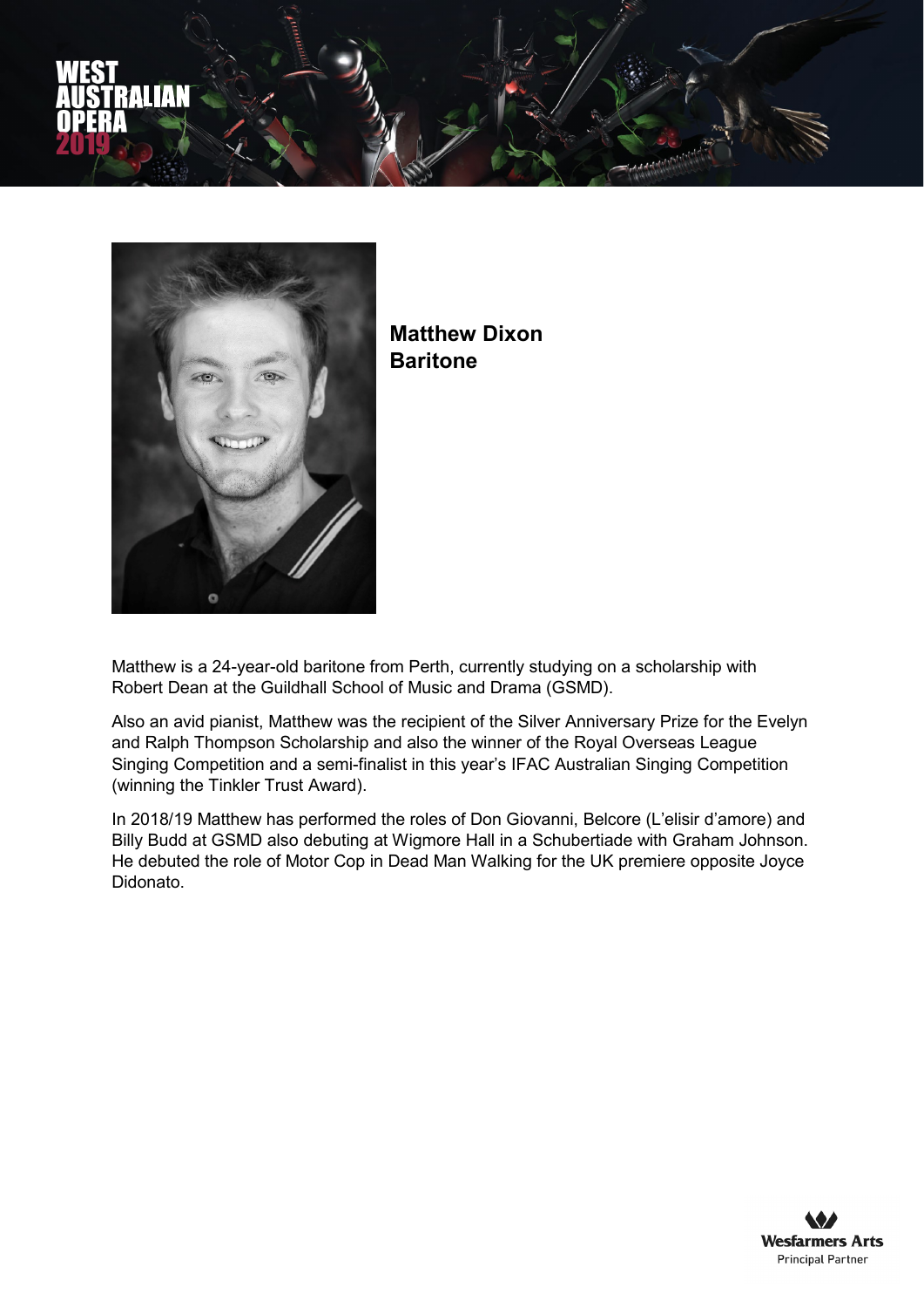**Matthew Dixon**
**Baritone**

Matthew is a 24-year-old baritone from Perth, currently studying on a scholarship with Robert Dean at the Guildhall School of Music and Drama (GSMD).

Also an avid pianist, Matthew was the recipient of the Silver Anniversary Prize for the Evelyn and Ralph Thompson Scholarship and also the winner of the Royal Overseas League Singing Competition and a semi-finalist in this year's IFAC Australian Singing Competition (winning the Tinkler Trust Award).

In 2018/19 Matthew has performed the roles of Don Giovanni, Belcore (L'elisir d'amore) and Billy Budd at GSMD also debuting at Wigmore Hall in a Schubertiade with Graham Johnson. He debuted the role of Motor Cop in Dead Man Walking for the UK premiere opposite Joyce Didonato.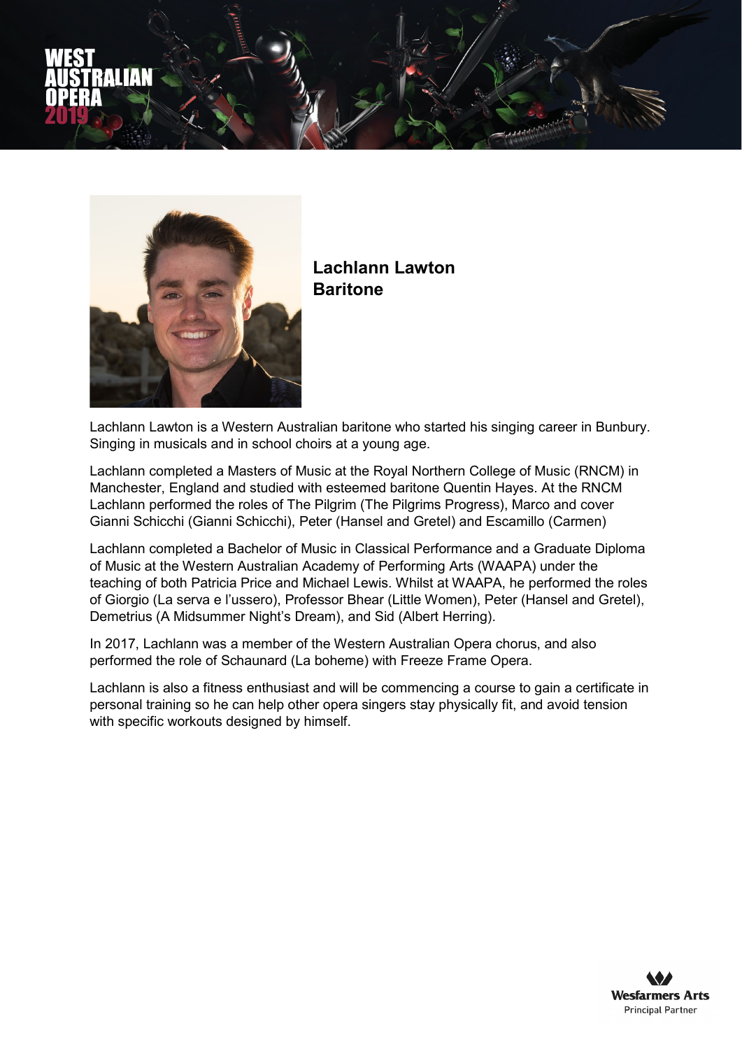## Lachlann Lawton
## Baritone

Lachlann Lawton is a Western Australian baritone who started his singing career in Bunbury. Singing in musicals and in school choirs at a young age.

Lachlann completed a Masters of Music at the Royal Northern College of Music (RNCM) in Manchester, England and studied with esteemed baritone Quentin Hayes. At the RNCM Lachlann performed the roles of The Pilgrim (The Pilgrims Progress), Marco and cover Gianni Schicchi (Gianni Schicchi), Peter (Hansel and Gretel) and Escamillo (Carmen)

Lachlann completed a Bachelor of Music in Classical Performance and a Graduate Diploma of Music at the Western Australian Academy of Performing Arts (WAAPA) under the teaching of both Patricia Price and Michael Lewis. Whilst at WAAPA, he performed the roles of Giorgio (La serva e l'ussero), Professor Bhear (Little Women), Peter (Hansel and Gretel), Demetrius (A Midsummer Night's Dream), and Sid (Albert Herring).

In 2017, Lachlann was a member of the Western Australian Opera chorus, and also performed the role of Schaunard (La boheme) with Freeze Frame Opera.

Lachlann is also a fitness enthusiast and will be commencing a course to gain a certificate in personal training so he can help other opera singers stay physically fit, and avoid tension with specific workouts designed by himself.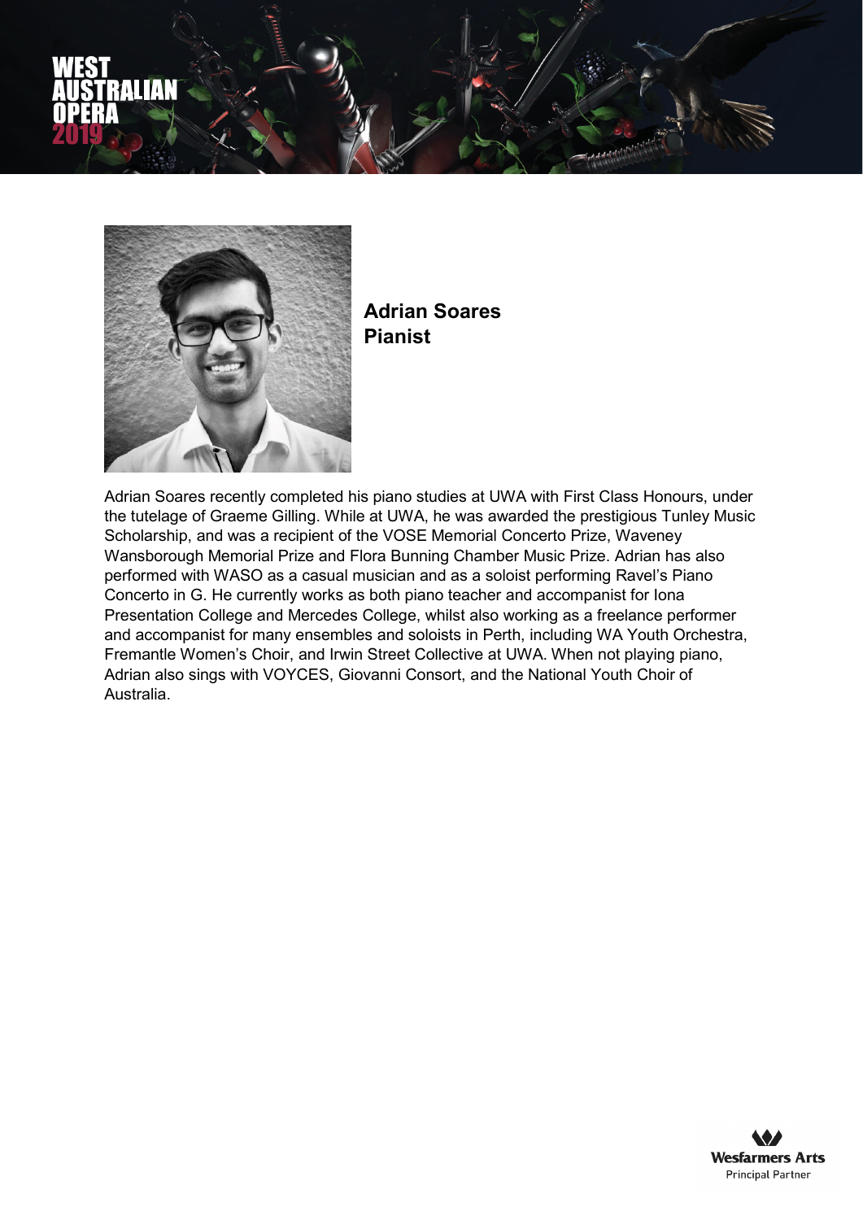**Adrian Soares**
**Pianist**

Adrian Soares recently completed his piano studies at UWA with First Class Honours, under the tutelage of Graeme Gilling. While at UWA, he was awarded the prestigious Tunley Music Scholarship, and was a recipient of the VOSE Memorial Concerto Prize, Waveney Wansborough Memorial Prize and Flora Bunning Chamber Music Prize. Adrian has also performed with WASO as a casual musician and as a soloist performing Ravel's Piano Concerto in G. He currently works as both piano teacher and accompanist for Iona Presentation College and Mercedes College, whilst also working as a freelance performer and accompanist for many ensembles and soloists in Perth, including WA Youth Orchestra, Fremantle Women's Choir, and Irwin Street Collective at UWA. When not playing piano, Adrian also sings with VOYCES, Giovanni Consort, and the National Youth Choir of Australia.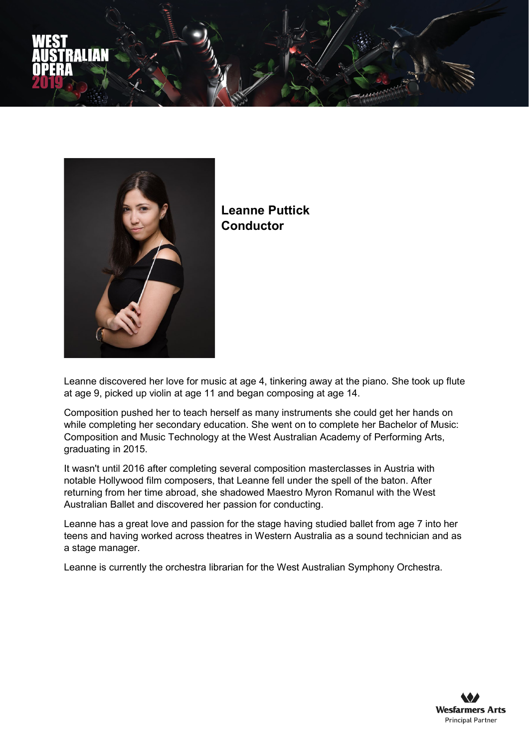**Leanne Puttick**
**Conductor**

Leanne discovered her love for music at age 4, tinkering away at the piano. She took up flute at age 9, picked up violin at age 11 and began composing at age 14.

Composition pushed her to teach herself as many instruments she could get her hands on while completing her secondary education. She went on to complete her Bachelor of Music: Composition and Music Technology at the West Australian Academy of Performing Arts, graduating in 2015.

It wasn't until 2016 after completing several composition masterclasses in Austria with notable Hollywood film composers, that Leanne fell under the spell of the baton. After returning from her time abroad, she shadowed Maestro Myron Romanul with the West Australian Ballet and discovered her passion for conducting.

Leanne has a great love and passion for the stage having studied ballet from age 7 into her teens and having worked across theatres in Western Australia as a sound technician and as a stage manager.

Leanne is currently the orchestra librarian for the West Australian Symphony Orchestra.